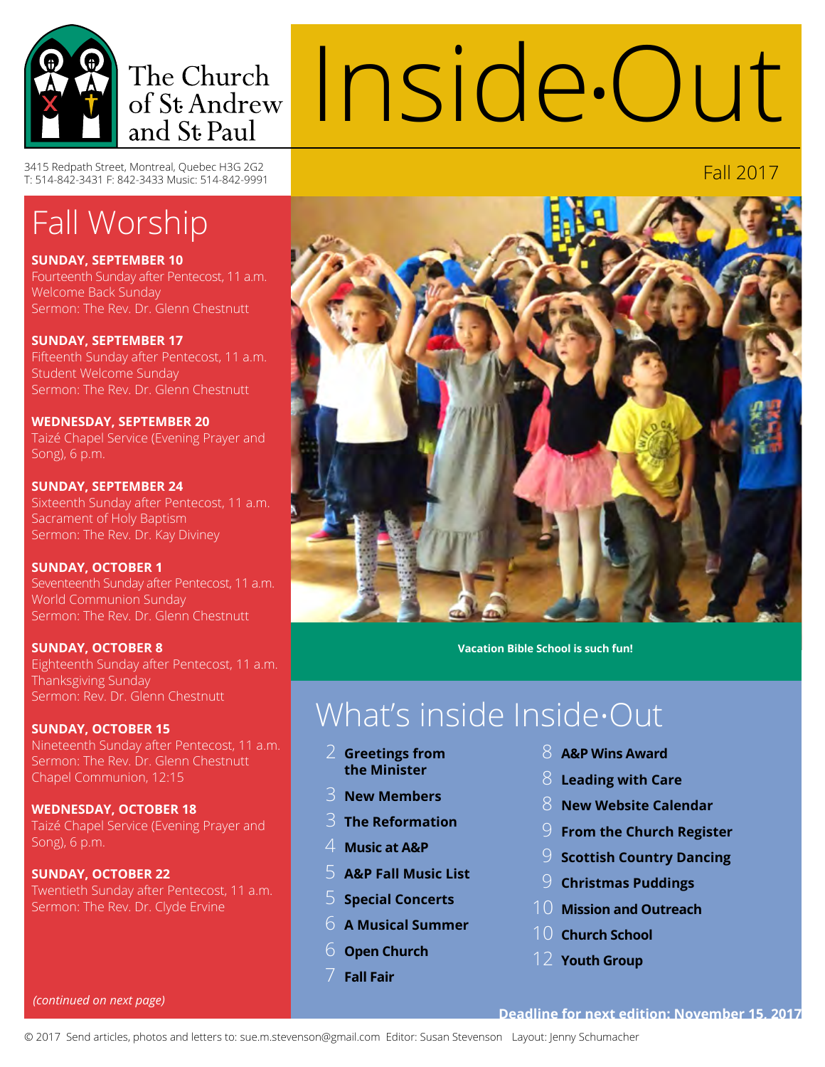The Church of St Andrew and St Paul

# Inside·Out

3415 Redpath Street, Montreal, Quebec H3G 2G2
T: 514-842-3431 F: 842-3433 Music: 514-842-9991

Fall 2017

## Fall Worship

**SUNDAY, SEPTEMBER 10**
Fourteenth Sunday after Pentecost, 11 a.m.
Welcome Back Sunday
Sermon: The Rev. Dr. Glenn Chestnutt

**SUNDAY, SEPTEMBER 17**
Fifteenth Sunday after Pentecost, 11 a.m.
Student Welcome Sunday
Sermon: The Rev. Dr. Glenn Chestnutt

**WEDNESDAY, SEPTEMBER 20**
Taizé Chapel Service (Evening Prayer and Song), 6 p.m.

**SUNDAY, SEPTEMBER 24**
Sixteenth Sunday after Pentecost, 11 a.m.
Sacrament of Holy Baptism
Sermon: The Rev. Dr. Kay Diviney

**SUNDAY, OCTOBER 1**
Seventeenth Sunday after Pentecost, 11 a.m.
World Communion Sunday
Sermon: The Rev. Dr. Glenn Chestnutt

**SUNDAY, OCTOBER 8**
Eighteenth Sunday after Pentecost, 11 a.m.
Thanksgiving Sunday
Sermon: Rev. Dr. Glenn Chestnutt

**SUNDAY, OCTOBER 15**
Nineteenth Sunday after Pentecost, 11 a.m.
Sermon: The Rev. Dr. Glenn Chestnutt
Chapel Communion, 12:15

**WEDNESDAY, OCTOBER 18**
Taizé Chapel Service (Evening Prayer and Song), 6 p.m.

**SUNDAY, OCTOBER 22**
Twentieth Sunday after Pentecost, 11 a.m.
Sermon: The Rev. Dr. Clyde Ervine

*(continued on next page)*

**Vacation Bible School is such fun!**

## What's inside Inside·Out

- 2 **Greetings from the Minister**
- 3 **New Members**
- 3 **The Reformation**
- 4 **Music at A&P**
- 5 **A&P Fall Music List**
- 5 **Special Concerts**
- 6 **A Musical Summer**
- 6 **Open Church**
- 7 **Fall Fair**
- 8 **A&P Wins Award**
- 8 **Leading with Care**
- 8 **New Website Calendar**
- 9 **From the Church Register**
- 9 **Scottish Country Dancing**
- 9 **Christmas Puddings**
- 10 **Mission and Outreach**
- 10 **Church School**
- 12 **Youth Group**

**Deadline for next edition: November 15, 2017**

© 2017 Send articles, photos and letters to: sue.m.stevenson@gmail.com Editor: Susan Stevenson Layout: Jenny Schumacher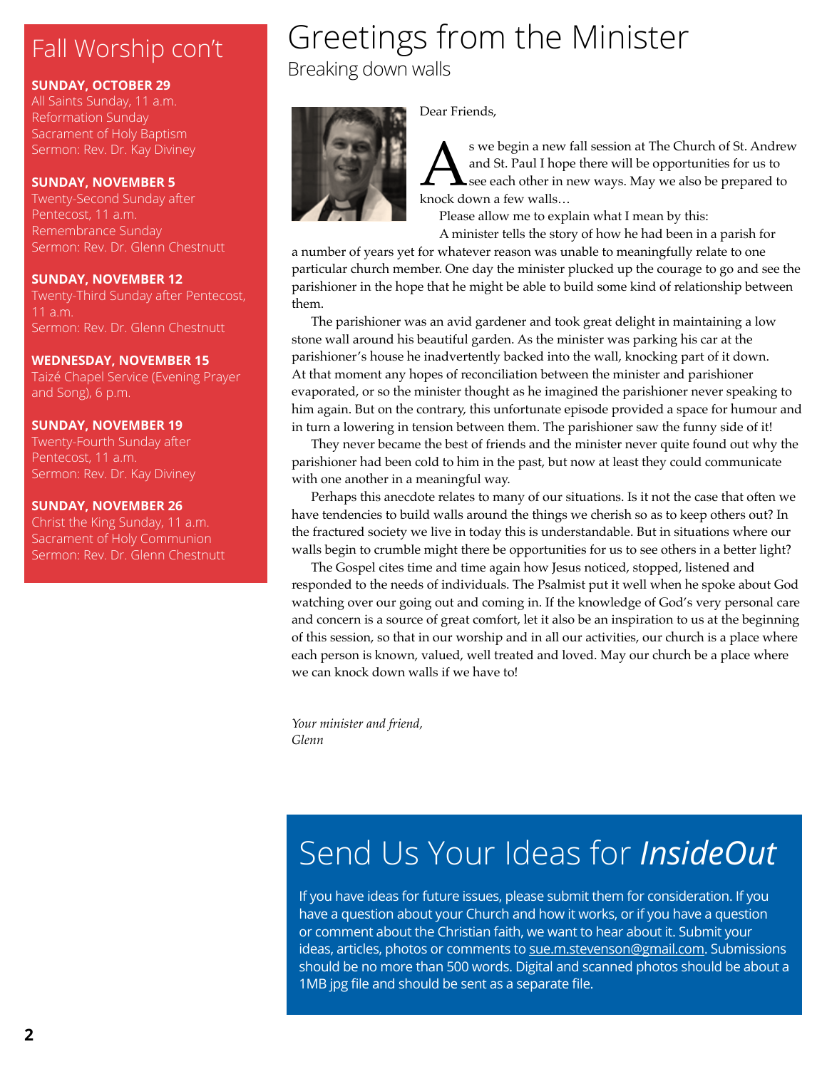## Fall Worship con't

**SUNDAY, OCTOBER 29**
All Saints Sunday, 11 a.m.
Reformation Sunday
Sacrament of Holy Baptism
Sermon: Rev. Dr. Kay Diviney

**SUNDAY, NOVEMBER 5**
Twenty-Second Sunday after Pentecost, 11 a.m.
Remembrance Sunday
Sermon: Rev. Dr. Glenn Chestnutt

**SUNDAY, NOVEMBER 12**
Twenty-Third Sunday after Pentecost, 11 a.m.
Sermon: Rev. Dr. Glenn Chestnutt

**WEDNESDAY, NOVEMBER 15**
Taizé Chapel Service (Evening Prayer and Song), 6 p.m.

**SUNDAY, NOVEMBER 19**
Twenty-Fourth Sunday after Pentecost, 11 a.m.
Sermon: Rev. Dr. Kay Diviney

**SUNDAY, NOVEMBER 26**
Christ the King Sunday, 11 a.m.
Sacrament of Holy Communion
Sermon: Rev. Dr. Glenn Chestnutt

# Greetings from the Minister

## Breaking down walls

Dear Friends,

As we begin a new fall session at The Church of St. Andrew and St. Paul I hope there will be opportunities for us to see each other in new ways. May we also be prepared to knock down a few walls…

Please allow me to explain what I mean by this:

A minister tells the story of how he had been in a parish for a number of years yet for whatever reason was unable to meaningfully relate to one particular church member. One day the minister plucked up the courage to go and see the parishioner in the hope that he might be able to build some kind of relationship between them.

The parishioner was an avid gardener and took great delight in maintaining a low stone wall around his beautiful garden. As the minister was parking his car at the parishioner's house he inadvertently backed into the wall, knocking part of it down. At that moment any hopes of reconciliation between the minister and parishioner evaporated, or so the minister thought as he imagined the parishioner never speaking to him again. But on the contrary, this unfortunate episode provided a space for humour and in turn a lowering in tension between them. The parishioner saw the funny side of it!

They never became the best of friends and the minister never quite found out why the parishioner had been cold to him in the past, but now at least they could communicate with one another in a meaningful way.

Perhaps this anecdote relates to many of our situations. Is it not the case that often we have tendencies to build walls around the things we cherish so as to keep others out? In the fractured society we live in today this is understandable. But in situations where our walls begin to crumble might there be opportunities for us to see others in a better light?

The Gospel cites time and time again how Jesus noticed, stopped, listened and responded to the needs of individuals. The Psalmist put it well when he spoke about God watching over our going out and coming in. If the knowledge of God's very personal care and concern is a source of great comfort, let it also be an inspiration to us at the beginning of this session, so that in our worship and in all our activities, our church is a place where each person is known, valued, well treated and loved. May our church be a place where we can knock down walls if we have to!

*Your minister and friend,*
*Glenn*

# Send Us Your Ideas for *InsideOut*

If you have ideas for future issues, please submit them for consideration. If you have a question about your Church and how it works, or if you have a question or comment about the Christian faith, we want to hear about it. Submit your ideas, articles, photos or comments to sue.m.stevenson@gmail.com. Submissions should be no more than 500 words. Digital and scanned photos should be about a 1MB jpg file and should be sent as a separate file.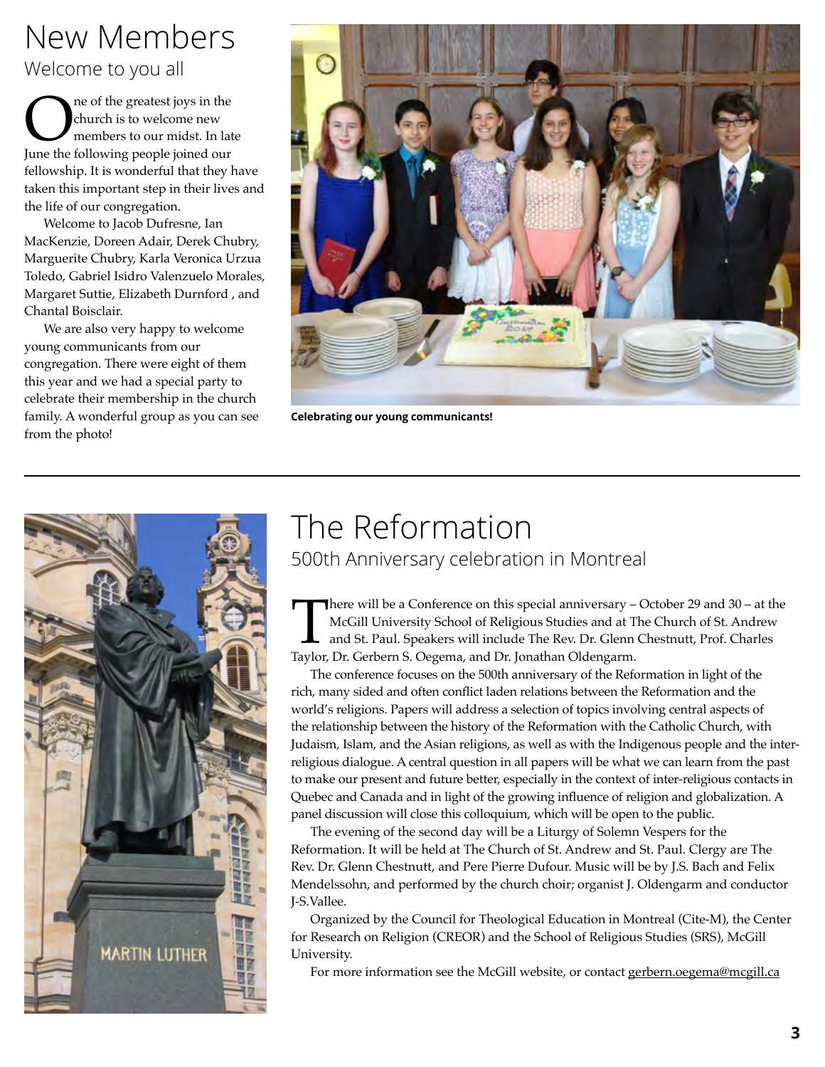# New Members

## Welcome to you all

One of the greatest joys in the church is to welcome new members to our midst. In late June the following people joined our fellowship. It is wonderful that they have taken this important step in their lives and the life of our congregation.

Welcome to Jacob Dufresne, Ian MacKenzie, Doreen Adair, Derek Chubry, Marguerite Chubry, Karla Veronica Urzua Toledo, Gabriel Isidro Valenzuelo Morales, Margaret Suttie, Elizabeth Durnford , and Chantal Boisclair.

We are also very happy to welcome young communicants from our congregation. There were eight of them this year and we had a special party to celebrate their membership in the church family. A wonderful group as you can see from the photo!

**Celebrating our young communicants!**

---

# The Reformation

## 500th Anniversary celebration in Montreal

There will be a Conference on this special anniversary – October 29 and 30 – at the McGill University School of Religious Studies and at The Church of St. Andrew and St. Paul. Speakers will include The Rev. Dr. Glenn Chestnutt, Prof. Charles Taylor, Dr. Gerbern S. Oegema, and Dr. Jonathan Oldengarm.

The conference focuses on the 500th anniversary of the Reformation in light of the rich, many sided and often conflict laden relations between the Reformation and the world's religions. Papers will address a selection of topics involving central aspects of the relationship between the history of the Reformation with the Catholic Church, with Judaism, Islam, and the Asian religions, as well as with the Indigenous people and the inter-religious dialogue. A central question in all papers will be what we can learn from the past to make our present and future better, especially in the context of inter-religious contacts in Quebec and Canada and in light of the growing influence of religion and globalization. A panel discussion will close this colloquium, which will be open to the public.

The evening of the second day will be a Liturgy of Solemn Vespers for the Reformation. It will be held at The Church of St. Andrew and St. Paul. Clergy are The Rev. Dr. Glenn Chestnutt, and Pere Pierre Dufour. Music will be by J.S. Bach and Felix Mendelssohn, and performed by the church choir; organist J. Oldengarm and conductor J-S.Vallee.

Organized by the Council for Theological Education in Montreal (Cite-M), the Center for Research on Religion (CREOR) and the School of Religious Studies (SRS), McGill University.

For more information see the McGill website, or contact gerbern.oegema@mcgill.ca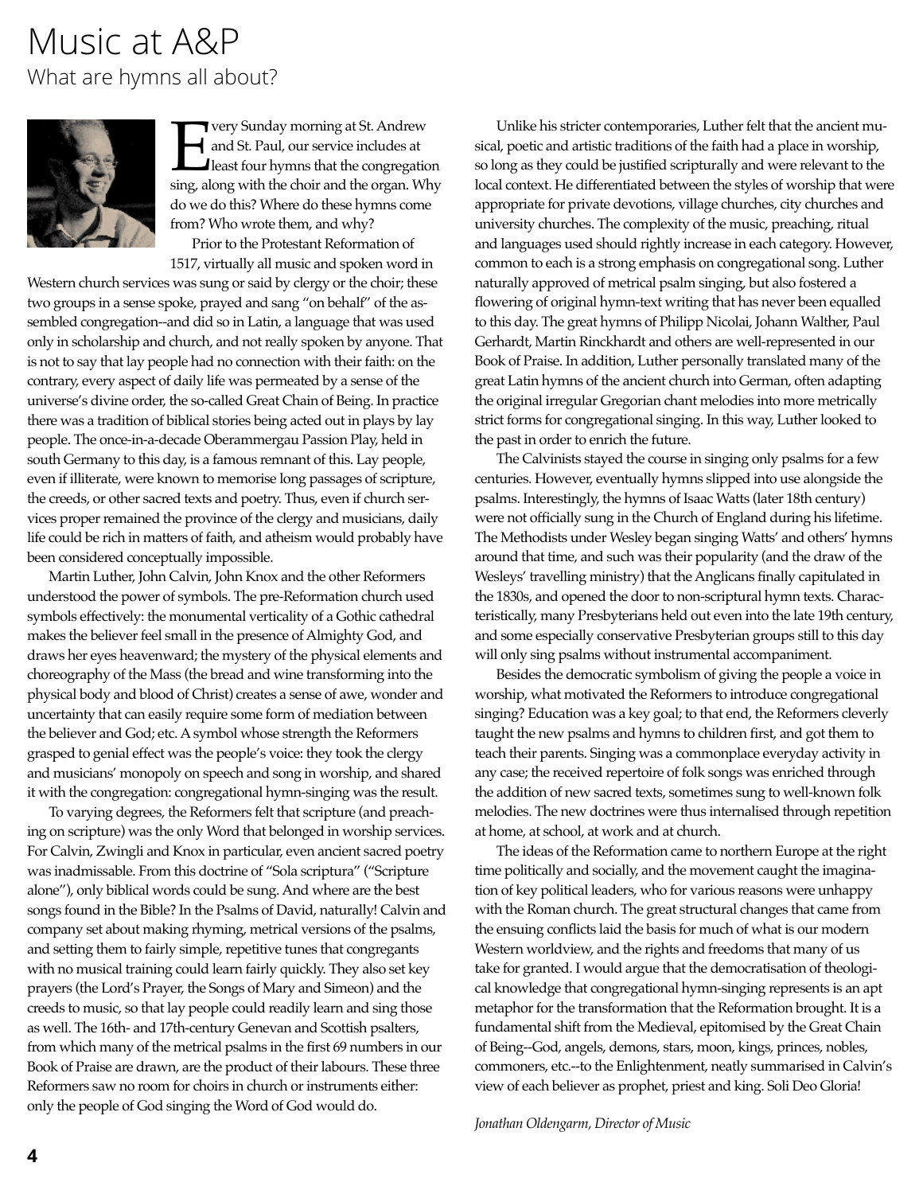# Music at A&P

## What are hymns all about?

Every Sunday morning at St. Andrew and St. Paul, our service includes at least four hymns that the congregation sing, along with the choir and the organ. Why do we do this? Where do these hymns come from? Who wrote them, and why?

Prior to the Protestant Reformation of 1517, virtually all music and spoken word in Western church services was sung or said by clergy or the choir; these two groups in a sense spoke, prayed and sang "on behalf" of the assembled congregation--and did so in Latin, a language that was used only in scholarship and church, and not really spoken by anyone. That is not to say that lay people had no connection with their faith: on the contrary, every aspect of daily life was permeated by a sense of the universe's divine order, the so-called Great Chain of Being. In practice there was a tradition of biblical stories being acted out in plays by lay people. The once-in-a-decade Oberammergau Passion Play, held in south Germany to this day, is a famous remnant of this. Lay people, even if illiterate, were known to memorise long passages of scripture, the creeds, or other sacred texts and poetry. Thus, even if church services proper remained the province of the clergy and musicians, daily life could be rich in matters of faith, and atheism would probably have been considered conceptually impossible.

Martin Luther, John Calvin, John Knox and the other Reformers understood the power of symbols. The pre-Reformation church used symbols effectively: the monumental verticality of a Gothic cathedral makes the believer feel small in the presence of Almighty God, and draws her eyes heavenward; the mystery of the physical elements and choreography of the Mass (the bread and wine transforming into the physical body and blood of Christ) creates a sense of awe, wonder and uncertainty that can easily require some form of mediation between the believer and God; etc. A symbol whose strength the Reformers grasped to genial effect was the people's voice: they took the clergy and musicians' monopoly on speech and song in worship, and shared it with the congregation: congregational hymn-singing was the result.

To varying degrees, the Reformers felt that scripture (and preaching on scripture) was the only Word that belonged in worship services. For Calvin, Zwingli and Knox in particular, even ancient sacred poetry was inadmissable. From this doctrine of "Sola scriptura" ("Scripture alone"), only biblical words could be sung. And where are the best songs found in the Bible? In the Psalms of David, naturally! Calvin and company set about making rhyming, metrical versions of the psalms, and setting them to fairly simple, repetitive tunes that congregants with no musical training could learn fairly quickly. They also set key prayers (the Lord's Prayer, the Songs of Mary and Simeon) and the creeds to music, so that lay people could readily learn and sing those as well. The 16th- and 17th-century Genevan and Scottish psalters, from which many of the metrical psalms in the first 69 numbers in our Book of Praise are drawn, are the product of their labours. These three Reformers saw no room for choirs in church or instruments either: only the people of God singing the Word of God would do.

Unlike his stricter contemporaries, Luther felt that the ancient musical, poetic and artistic traditions of the faith had a place in worship, so long as they could be justified scripturally and were relevant to the local context. He differentiated between the styles of worship that were appropriate for private devotions, village churches, city churches and university churches. The complexity of the music, preaching, ritual and languages used should rightly increase in each category. However, common to each is a strong emphasis on congregational song. Luther naturally approved of metrical psalm singing, but also fostered a flowering of original hymn-text writing that has never been equalled to this day. The great hymns of Philipp Nicolai, Johann Walther, Paul Gerhardt, Martin Rinckhardt and others are well-represented in our Book of Praise. In addition, Luther personally translated many of the great Latin hymns of the ancient church into German, often adapting the original irregular Gregorian chant melodies into more metrically strict forms for congregational singing. In this way, Luther looked to the past in order to enrich the future.

The Calvinists stayed the course in singing only psalms for a few centuries. However, eventually hymns slipped into use alongside the psalms. Interestingly, the hymns of Isaac Watts (later 18th century) were not officially sung in the Church of England during his lifetime. The Methodists under Wesley began singing Watts' and others' hymns around that time, and such was their popularity (and the draw of the Wesleys' travelling ministry) that the Anglicans finally capitulated in the 1830s, and opened the door to non-scriptural hymn texts. Characteristically, many Presbyterians held out even into the late 19th century, and some especially conservative Presbyterian groups still to this day will only sing psalms without instrumental accompaniment.

Besides the democratic symbolism of giving the people a voice in worship, what motivated the Reformers to introduce congregational singing? Education was a key goal; to that end, the Reformers cleverly taught the new psalms and hymns to children first, and got them to teach their parents. Singing was a commonplace everyday activity in any case; the received repertoire of folk songs was enriched through the addition of new sacred texts, sometimes sung to well-known folk melodies. The new doctrines were thus internalised through repetition at home, at school, at work and at church.

The ideas of the Reformation came to northern Europe at the right time politically and socially, and the movement caught the imagination of key political leaders, who for various reasons were unhappy with the Roman church. The great structural changes that came from the ensuing conflicts laid the basis for much of what is our modern Western worldview, and the rights and freedoms that many of us take for granted. I would argue that the democratisation of theological knowledge that congregational hymn-singing represents is an apt metaphor for the transformation that the Reformation brought. It is a fundamental shift from the Medieval, epitomised by the Great Chain of Being--God, angels, demons, stars, moon, kings, princes, nobles, commoners, etc.--to the Enlightenment, neatly summarised in Calvin's view of each believer as prophet, priest and king. Soli Deo Gloria!

*Jonathan Oldengarm, Director of Music*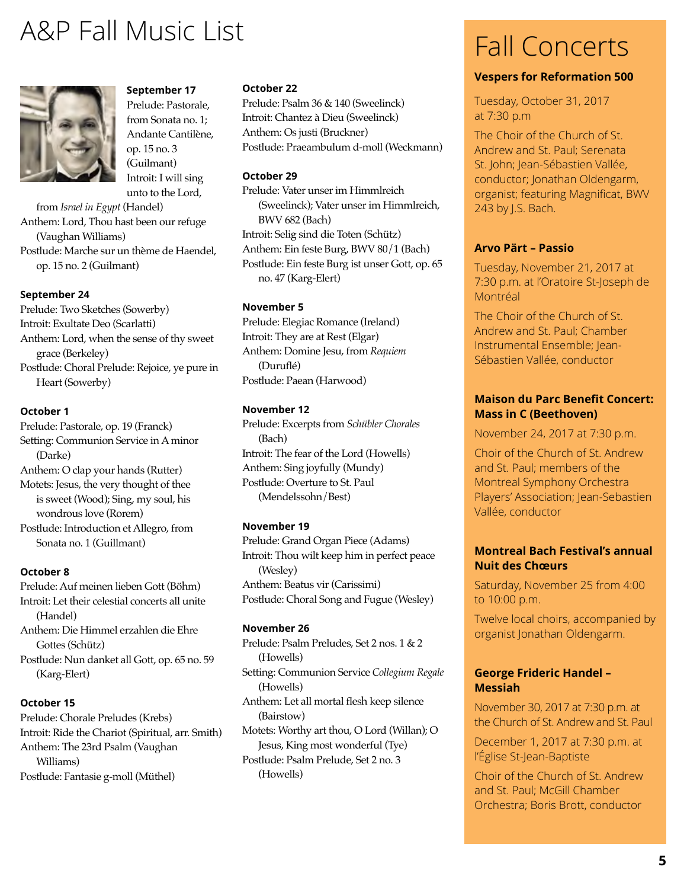# A&P Fall Music List

**September 17**
Prelude: Pastorale, from Sonata no. 1; Andante Cantilène, op. 15 no. 3 (Guilmant)
Introit: I will sing unto to the Lord, from *Israel in Egypt* (Handel)
Anthem: Lord, Thou hast been our refuge (Vaughan Williams)
Postlude: Marche sur un thème de Haendel, op. 15 no. 2 (Guilmant)

**September 24**
Prelude: Two Sketches (Sowerby)
Introit: Exultate Deo (Scarlatti)
Anthem: Lord, when the sense of thy sweet grace (Berkeley)
Postlude: Choral Prelude: Rejoice, ye pure in Heart (Sowerby)

**October 1**
Prelude: Pastorale, op. 19 (Franck)
Setting: Communion Service in A minor (Darke)
Anthem: O clap your hands (Rutter)
Motets: Jesus, the very thought of thee is sweet (Wood); Sing, my soul, his wondrous love (Rorem)
Postlude: Introduction et Allegro, from Sonata no. 1 (Guillmant)

**October 8**
Prelude: Auf meinen lieben Gott (Böhm)
Introit: Let their celestial concerts all unite (Handel)
Anthem: Die Himmel erzahlen die Ehre Gottes (Schütz)
Postlude: Nun danket all Gott, op. 65 no. 59 (Karg-Elert)

**October 15**
Prelude: Chorale Preludes (Krebs)
Introit: Ride the Chariot (Spiritual, arr. Smith)
Anthem: The 23rd Psalm (Vaughan Williams)
Postlude: Fantasie g-moll (Müthel)

**October 22**
Prelude: Psalm 36 & 140 (Sweelinck)
Introit: Chantez à Dieu (Sweelinck)
Anthem: Os justi (Bruckner)
Postlude: Praeambulum d-moll (Weckmann)

**October 29**
Prelude: Vater unser im Himmlreich (Sweelinck); Vater unser im Himmlreich, BWV 682 (Bach)
Introit: Selig sind die Toten (Schütz)
Anthem: Ein feste Burg, BWV 80/1 (Bach)
Postlude: Ein feste Burg ist unser Gott, op. 65 no. 47 (Karg-Elert)

**November 5**
Prelude: Elegiac Romance (Ireland)
Introit: They are at Rest (Elgar)
Anthem: Domine Jesu, from *Requiem* (Duruflé)
Postlude: Paean (Harwood)

**November 12**
Prelude: Excerpts from *Schübler Chorales* (Bach)
Introit: The fear of the Lord (Howells)
Anthem: Sing joyfully (Mundy)
Postlude: Overture to St. Paul (Mendelssohn/Best)

**November 19**
Prelude: Grand Organ Piece (Adams)
Introit: Thou wilt keep him in perfect peace (Wesley)
Anthem: Beatus vir (Carissimi)
Postlude: Choral Song and Fugue (Wesley)

**November 26**
Prelude: Psalm Preludes, Set 2 nos. 1 & 2 (Howells)
Setting: Communion Service *Collegium Regale* (Howells)
Anthem: Let all mortal flesh keep silence (Bairstow)
Motets: Worthy art thou, O Lord (Willan); O Jesus, King most wonderful (Tye)
Postlude: Psalm Prelude, Set 2 no. 3 (Howells)

# Fall Concerts

**Vespers for Reformation 500**

Tuesday, October 31, 2017 at 7:30 p.m

The Choir of the Church of St. Andrew and St. Paul; Serenata St. John; Jean-Sébastien Vallée, conductor; Jonathan Oldengarm, organist; featuring Magnificat, BWV 243 by J.S. Bach.

**Arvo Pärt – Passio**

Tuesday, November 21, 2017 at 7:30 p.m. at l'Oratoire St-Joseph de Montréal

The Choir of the Church of St. Andrew and St. Paul; Chamber Instrumental Ensemble; Jean-Sébastien Vallée, conductor

**Maison du Parc Benefit Concert: Mass in C (Beethoven)**

November 24, 2017 at 7:30 p.m.

Choir of the Church of St. Andrew and St. Paul; members of the Montreal Symphony Orchestra Players' Association; Jean-Sebastien Vallée, conductor

**Montreal Bach Festival's annual Nuit des Chœurs**

Saturday, November 25 from 4:00 to 10:00 p.m.

Twelve local choirs, accompanied by organist Jonathan Oldengarm.

**George Frideric Handel – Messiah**

November 30, 2017 at 7:30 p.m. at the Church of St. Andrew and St. Paul

December 1, 2017 at 7:30 p.m. at l'Église St-Jean-Baptiste

Choir of the Church of St. Andrew and St. Paul; McGill Chamber Orchestra; Boris Brott, conductor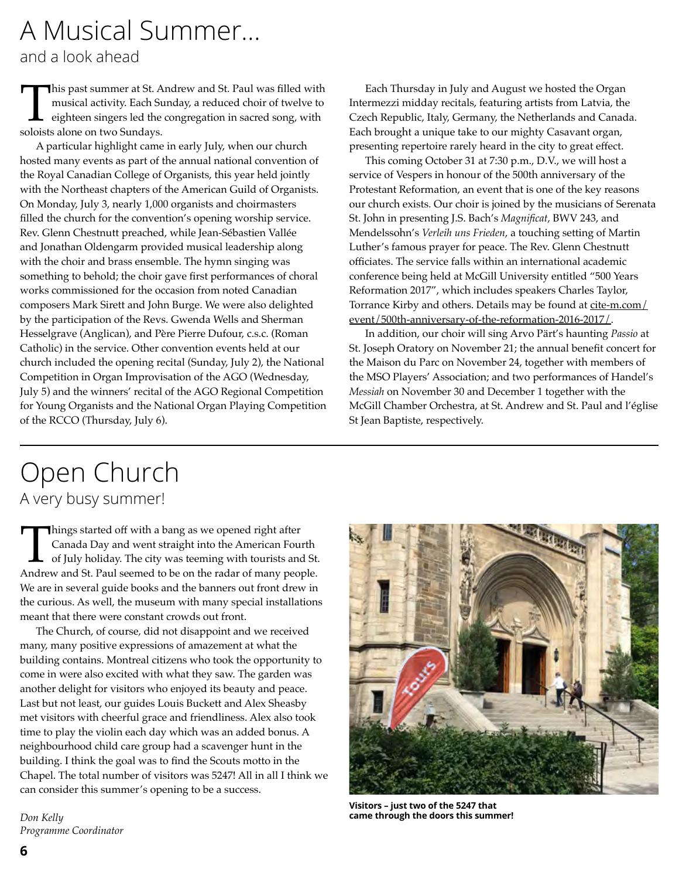# A Musical Summer…

## and a look ahead

This past summer at St. Andrew and St. Paul was filled with musical activity. Each Sunday, a reduced choir of twelve to eighteen singers led the congregation in sacred song, with soloists alone on two Sundays.

A particular highlight came in early July, when our church hosted many events as part of the annual national convention of the Royal Canadian College of Organists, this year held jointly with the Northeast chapters of the American Guild of Organists. On Monday, July 3, nearly 1,000 organists and choirmasters filled the church for the convention's opening worship service. Rev. Glenn Chestnutt preached, while Jean-Sébastien Vallée and Jonathan Oldengarm provided musical leadership along with the choir and brass ensemble. The hymn singing was something to behold; the choir gave first performances of choral works commissioned for the occasion from noted Canadian composers Mark Sirett and John Burge. We were also delighted by the participation of the Revs. Gwenda Wells and Sherman Hesselgrave (Anglican), and Père Pierre Dufour, c.s.c. (Roman Catholic) in the service. Other convention events held at our church included the opening recital (Sunday, July 2), the National Competition in Organ Improvisation of the AGO (Wednesday, July 5) and the winners' recital of the AGO Regional Competition for Young Organists and the National Organ Playing Competition of the RCCO (Thursday, July 6).

Each Thursday in July and August we hosted the Organ Intermezzi midday recitals, featuring artists from Latvia, the Czech Republic, Italy, Germany, the Netherlands and Canada. Each brought a unique take to our mighty Casavant organ, presenting repertoire rarely heard in the city to great effect.

This coming October 31 at 7:30 p.m., D.V., we will host a service of Vespers in honour of the 500th anniversary of the Protestant Reformation, an event that is one of the key reasons our church exists. Our choir is joined by the musicians of Serenata St. John in presenting J.S. Bach's *Magnificat*, BWV 243, and Mendelssohn's *Verleih uns Frieden*, a touching setting of Martin Luther's famous prayer for peace. The Rev. Glenn Chestnutt officiates. The service falls within an international academic conference being held at McGill University entitled "500 Years Reformation 2017", which includes speakers Charles Taylor, Torrance Kirby and others. Details may be found at cite-m.com/event/500th-anniversary-of-the-reformation-2016-2017/.

In addition, our choir will sing Arvo Pärt's haunting *Passio* at St. Joseph Oratory on November 21; the annual benefit concert for the Maison du Parc on November 24, together with members of the MSO Players' Association; and two performances of Handel's *Messiah* on November 30 and December 1 together with the McGill Chamber Orchestra, at St. Andrew and St. Paul and l'église St Jean Baptiste, respectively.

# Open Church

## A very busy summer!

Things started off with a bang as we opened right after Canada Day and went straight into the American Fourth of July holiday. The city was teeming with tourists and St. Andrew and St. Paul seemed to be on the radar of many people. We are in several guide books and the banners out front drew in the curious. As well, the museum with many special installations meant that there were constant crowds out front.

The Church, of course, did not disappoint and we received many, many positive expressions of amazement at what the building contains. Montreal citizens who took the opportunity to come in were also excited with what they saw. The garden was another delight for visitors who enjoyed its beauty and peace. Last but not least, our guides Louis Buckett and Alex Sheasby met visitors with cheerful grace and friendliness. Alex also took time to play the violin each day which was an added bonus. A neighbourhood child care group had a scavenger hunt in the building. I think the goal was to find the Scouts motto in the Chapel. The total number of visitors was 5247! All in all I think we can consider this summer's opening to be a success.

*Don Kelly*
*Programme Coordinator*

**Visitors – just two of the 5247 that came through the doors this summer!**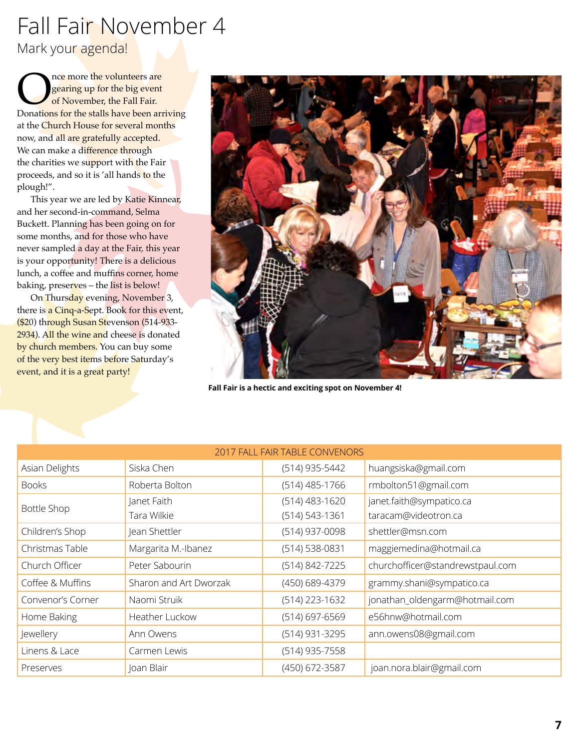# Fall Fair November 4

## Mark your agenda!

Once more the volunteers are gearing up for the big event of November, the Fall Fair. Donations for the stalls have been arriving at the Church House for several months now, and all are gratefully accepted. We can make a difference through the charities we support with the Fair proceeds, and so it is 'all hands to the plough!".

This year we are led by Katie Kinnear, and her second-in-command, Selma Buckett. Planning has been going on for some months, and for those who have never sampled a day at the Fair, this year is your opportunity! There is a delicious lunch, a coffee and muffins corner, home baking, preserves – the list is below!

On Thursday evening, November 3, there is a Cinq-a-Sept. Book for this event, ($20) through Susan Stevenson (514-933-2934). All the wine and cheese is donated by church members. You can buy some of the very best items before Saturday's event, and it is a great party!

**Fall Fair is a hectic and exciting spot on November 4!**

| 2017 FALL FAIR TABLE CONVENORS | | | |
|---|---|---|---|
| Asian Delights | Siska Chen | (514) 935-5442 | huangsiska@gmail.com |
| Books | Roberta Bolton | (514) 485-1766 | rmbolton51@gmail.com |
| Bottle Shop | Janet Faith<br>Tara Wilkie | (514) 483-1620<br>(514) 543-1361 | janet.faith@sympatico.ca<br>taracam@videotron.ca |
| Children's Shop | Jean Shettler | (514) 937-0098 | shettler@msn.com |
| Christmas Table | Margarita M.-Ibanez | (514) 538-0831 | maggiemedina@hotmail.ca |
| Church Officer | Peter Sabourin | (514) 842-7225 | churchofficer@standrewstpaul.com |
| Coffee & Muffins | Sharon and Art Dworzak | (450) 689-4379 | grammy.shani@sympatico.ca |
| Convenor's Corner | Naomi Struik | (514) 223-1632 | jonathan_oldengarm@hotmail.com |
| Home Baking | Heather Luckow | (514) 697-6569 | e56hnw@hotmail.com |
| Jewellery | Ann Owens | (514) 931-3295 | ann.owens08@gmail.com |
| Linens & Lace | Carmen Lewis | (514) 935-7558 | |
| Preserves | Joan Blair | (450) 672-3587 | joan.nora.blair@gmail.com |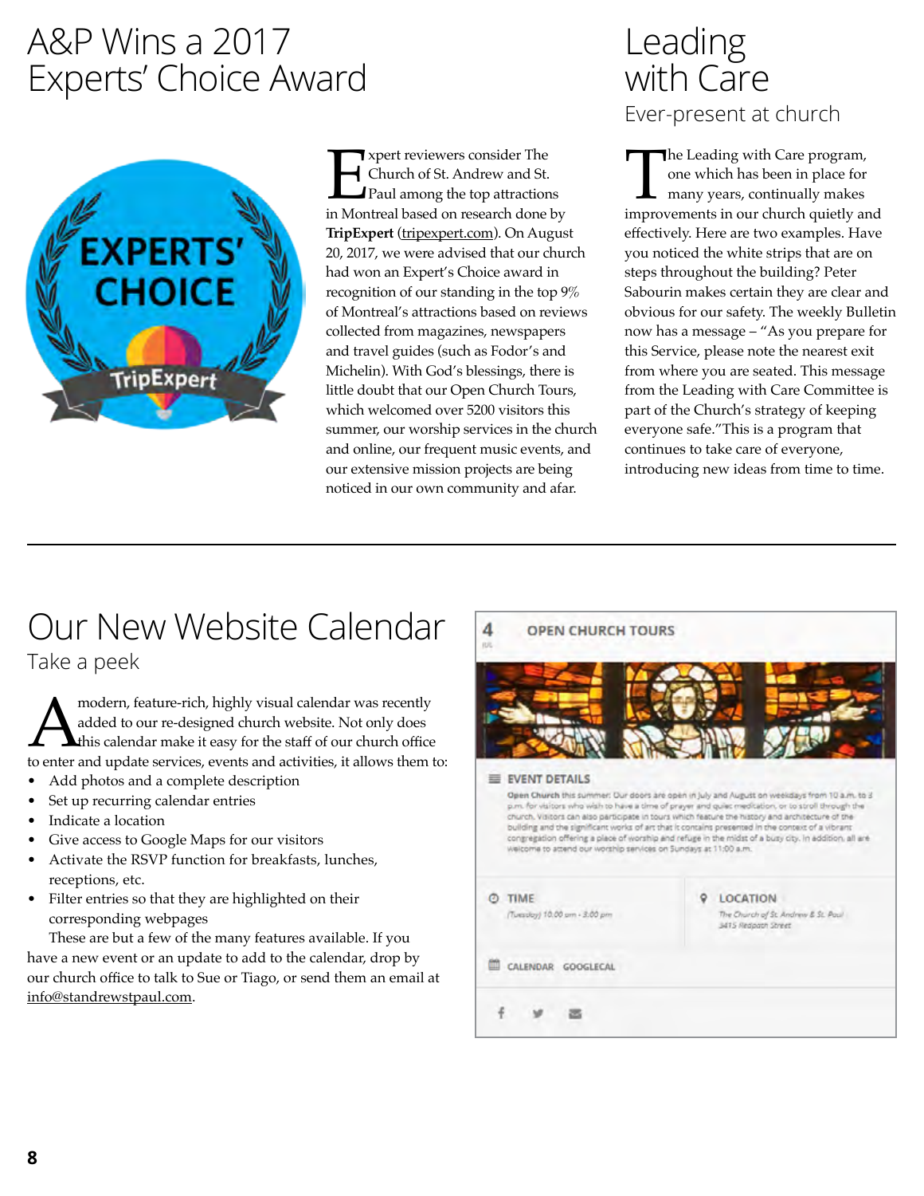# A&P Wins a 2017 Experts' Choice Award

Expert reviewers consider The Church of St. Andrew and St. Paul among the top attractions in Montreal based on research done by **TripExpert** (tripexpert.com). On August 20, 2017, we were advised that our church had won an Expert's Choice award in recognition of our standing in the top 9% of Montreal's attractions based on reviews collected from magazines, newspapers and travel guides (such as Fodor's and Michelin). With God's blessings, there is little doubt that our Open Church Tours, which welcomed over 5200 visitors this summer, our worship services in the church and online, our frequent music events, and our extensive mission projects are being noticed in our own community and afar.

# Leading with Care

## Ever-present at church

The Leading with Care program, one which has been in place for many years, continually makes improvements in our church quietly and effectively. Here are two examples. Have you noticed the white strips that are on steps throughout the building? Peter Sabourin makes certain they are clear and obvious for our safety. The weekly Bulletin now has a message – "As you prepare for this Service, please note the nearest exit from where you are seated. This message from the Leading with Care Committee is part of the Church's strategy of keeping everyone safe."This is a program that continues to take care of everyone, introducing new ideas from time to time.

# Our New Website Calendar

## Take a peek

A modern, feature-rich, highly visual calendar was recently added to our re-designed church website. Not only does this calendar make it easy for the staff of our church office to enter and update services, events and activities, it allows them to:

- Add photos and a complete description
- Set up recurring calendar entries
- Indicate a location
- Give access to Google Maps for our visitors
- Activate the RSVP function for breakfasts, lunches, receptions, etc.
- Filter entries so that they are highlighted on their corresponding webpages

These are but a few of the many features available. If you have a new event or an update to add to the calendar, drop by our church office to talk to Sue or Tiago, or send them an email at info@standrewstpaul.com.

4 JUL — OPEN CHURCH TOURS

EVENT DETAILS

**Open Church** this summer! Our doors are open in July and August on weekdays from 10 a.m. to 3 p.m. for visitors who wish to have a time of prayer and quiet meditation, or to stroll through the church. Visitors can also participate in tours which feature the history and architecture of the building and the significant works of art that it contains presented in the context of a vibrant congregation offering a place of worship and refuge in the midst of a busy city. In addition, all are welcome to attend our worship services on Sundays at 11:00 a.m.

TIME
(Tuesday) 10:00 am - 3:00 pm

LOCATION
The Church of St. Andrew & St. Paul
3415 Redpath Street

CALENDAR GOOGLECAL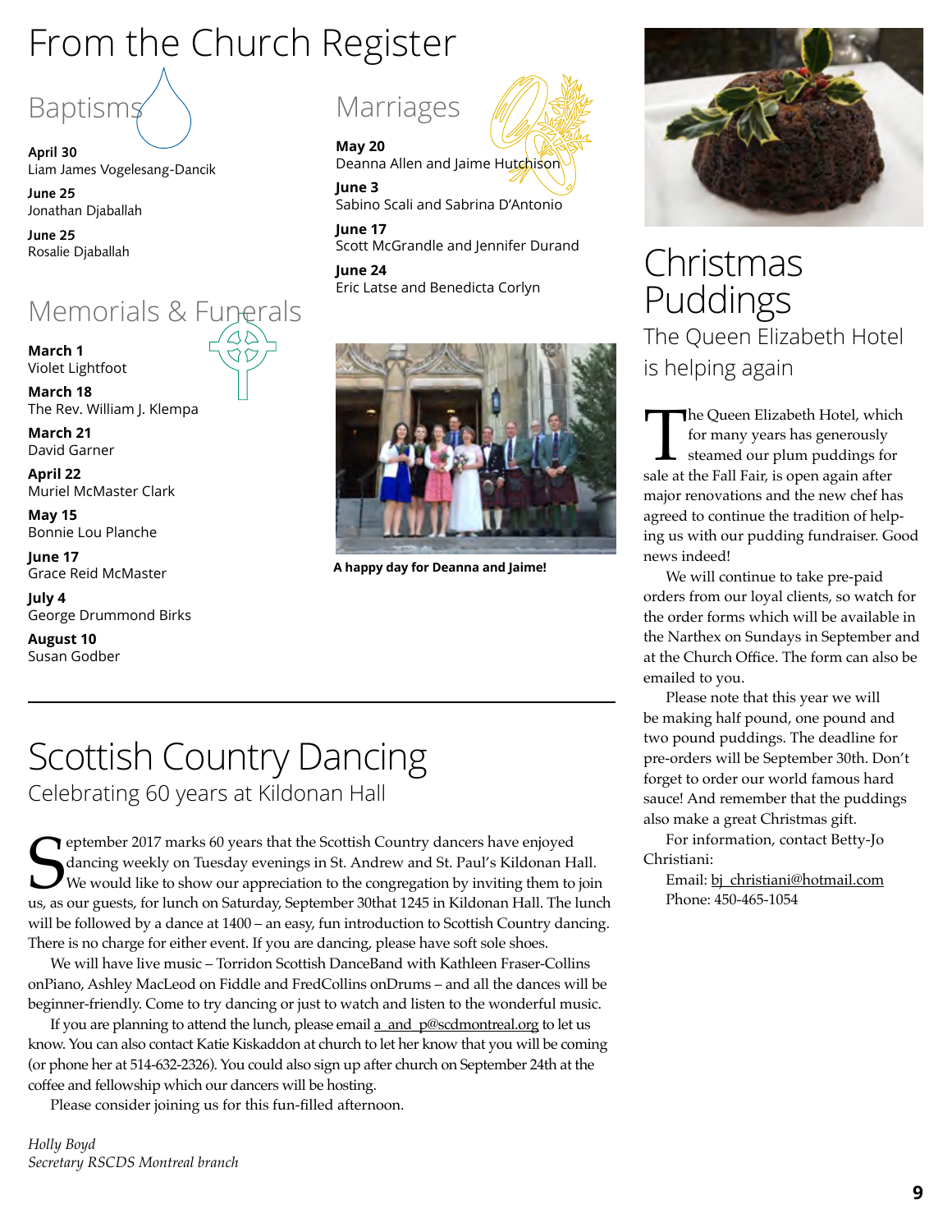# From the Church Register

## Baptisms

**April 30**
Liam James Vogelesang-Dancik

**June 25**
Jonathan Djaballah

**June 25**
Rosalie Djaballah

## Memorials & Funerals

**March 1**
Violet Lightfoot

**March 18**
The Rev. William J. Klempa

**March 21**
David Garner

**April 22**
Muriel McMaster Clark

**May 15**
Bonnie Lou Planche

**June 17**
Grace Reid McMaster

**July 4**
George Drummond Birks

**August 10**
Susan Godber

## Marriages

**May 20**
Deanna Allen and Jaime Hutchison

**June 3**
Sabino Scali and Sabrina D'Antonio

**June 17**
Scott McGrandle and Jennifer Durand

**June 24**
Eric Latse and Benedicta Corlyn

**A happy day for Deanna and Jaime!**

# Scottish Country Dancing

## Celebrating 60 years at Kildonan Hall

September 2017 marks 60 years that the Scottish Country dancers have enjoyed dancing weekly on Tuesday evenings in St. Andrew and St. Paul's Kildonan Hall. We would like to show our appreciation to the congregation by inviting them to join us, as our guests, for lunch on Saturday, September 30that 1245 in Kildonan Hall. The lunch will be followed by a dance at 1400 – an easy, fun introduction to Scottish Country dancing. There is no charge for either event. If you are dancing, please have soft sole shoes.

We will have live music – Torridon Scottish DanceBand with Kathleen Fraser-Collins onPiano, Ashley MacLeod on Fiddle and FredCollins onDrums – and all the dances will be beginner-friendly. Come to try dancing or just to watch and listen to the wonderful music.

If you are planning to attend the lunch, please email a_and_p@scdmontreal.org to let us know. You can also contact Katie Kiskaddon at church to let her know that you will be coming (or phone her at 514-632-2326). You could also sign up after church on September 24th at the coffee and fellowship which our dancers will be hosting.

Please consider joining us for this fun-filled afternoon.

*Holly Boyd*
*Secretary RSCDS Montreal branch*

# Christmas Puddings

## The Queen Elizabeth Hotel is helping again

The Queen Elizabeth Hotel, which for many years has generously steamed our plum puddings for sale at the Fall Fair, is open again after major renovations and the new chef has agreed to continue the tradition of helping us with our pudding fundraiser. Good news indeed!

We will continue to take pre-paid orders from our loyal clients, so watch for the order forms which will be available in the Narthex on Sundays in September and at the Church Office. The form can also be emailed to you.

Please note that this year we will be making half pound, one pound and two pound puddings. The deadline for pre-orders will be September 30th. Don't forget to order our world famous hard sauce! And remember that the puddings also make a great Christmas gift.

For information, contact Betty-Jo Christiani:

Email: bj_christiani@hotmail.com
Phone: 450-465-1054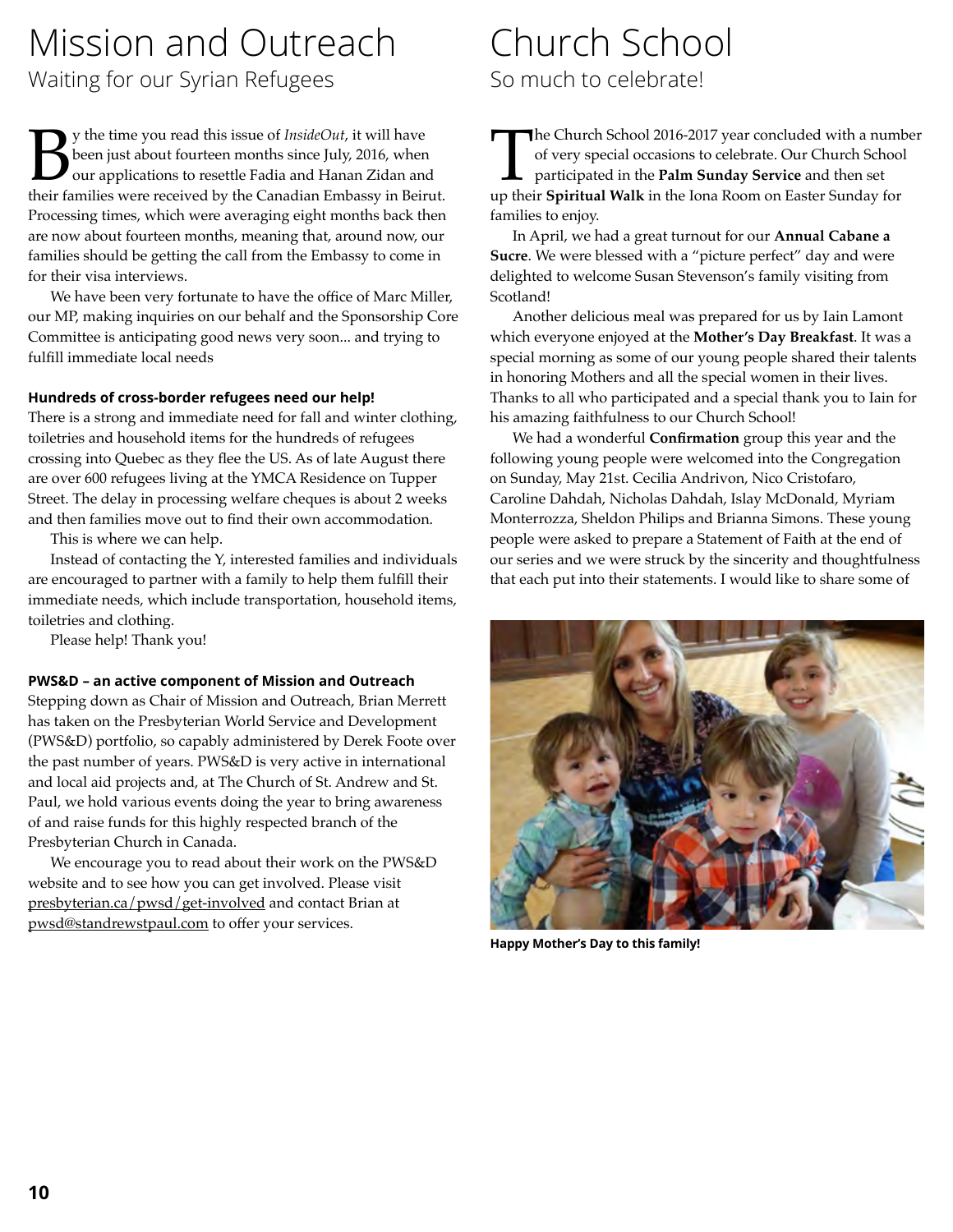# Mission and Outreach

Waiting for our Syrian Refugees

By the time you read this issue of *InsideOut*, it will have been just about fourteen months since July, 2016, when our applications to resettle Fadia and Hanan Zidan and their families were received by the Canadian Embassy in Beirut. Processing times, which were averaging eight months back then are now about fourteen months, meaning that, around now, our families should be getting the call from the Embassy to come in for their visa interviews.

We have been very fortunate to have the office of Marc Miller, our MP, making inquiries on our behalf and the Sponsorship Core Committee is anticipating good news very soon... and trying to fulfill immediate local needs

### Hundreds of cross-border refugees need our help!

There is a strong and immediate need for fall and winter clothing, toiletries and household items for the hundreds of refugees crossing into Quebec as they flee the US. As of late August there are over 600 refugees living at the YMCA Residence on Tupper Street. The delay in processing welfare cheques is about 2 weeks and then families move out to find their own accommodation.

This is where we can help.

Instead of contacting the Y, interested families and individuals are encouraged to partner with a family to help them fulfill their immediate needs, which include transportation, household items, toiletries and clothing.

Please help! Thank you!

### PWS&D – an active component of Mission and Outreach

Stepping down as Chair of Mission and Outreach, Brian Merrett has taken on the Presbyterian World Service and Development (PWS&D) portfolio, so capably administered by Derek Foote over the past number of years. PWS&D is very active in international and local aid projects and, at The Church of St. Andrew and St. Paul, we hold various events doing the year to bring awareness of and raise funds for this highly respected branch of the Presbyterian Church in Canada.

We encourage you to read about their work on the PWS&D website and to see how you can get involved. Please visit presbyterian.ca/pwsd/get-involved and contact Brian at pwsd@standrewstpaul.com to offer your services.

# Church School

So much to celebrate!

The Church School 2016-2017 year concluded with a number of very special occasions to celebrate. Our Church School participated in the **Palm Sunday Service** and then set up their **Spiritual Walk** in the Iona Room on Easter Sunday for families to enjoy.

In April, we had a great turnout for our **Annual Cabane a Sucre**. We were blessed with a "picture perfect" day and were delighted to welcome Susan Stevenson's family visiting from Scotland!

Another delicious meal was prepared for us by Iain Lamont which everyone enjoyed at the **Mother's Day Breakfast**. It was a special morning as some of our young people shared their talents in honoring Mothers and all the special women in their lives. Thanks to all who participated and a special thank you to Iain for his amazing faithfulness to our Church School!

We had a wonderful **Confirmation** group this year and the following young people were welcomed into the Congregation on Sunday, May 21st. Cecilia Andrivon, Nico Cristofaro, Caroline Dahdah, Nicholas Dahdah, Islay McDonald, Myriam Monterrozza, Sheldon Philips and Brianna Simons. These young people were asked to prepare a Statement of Faith at the end of our series and we were struck by the sincerity and thoughtfulness that each put into their statements. I would like to share some of

**Happy Mother's Day to this family!**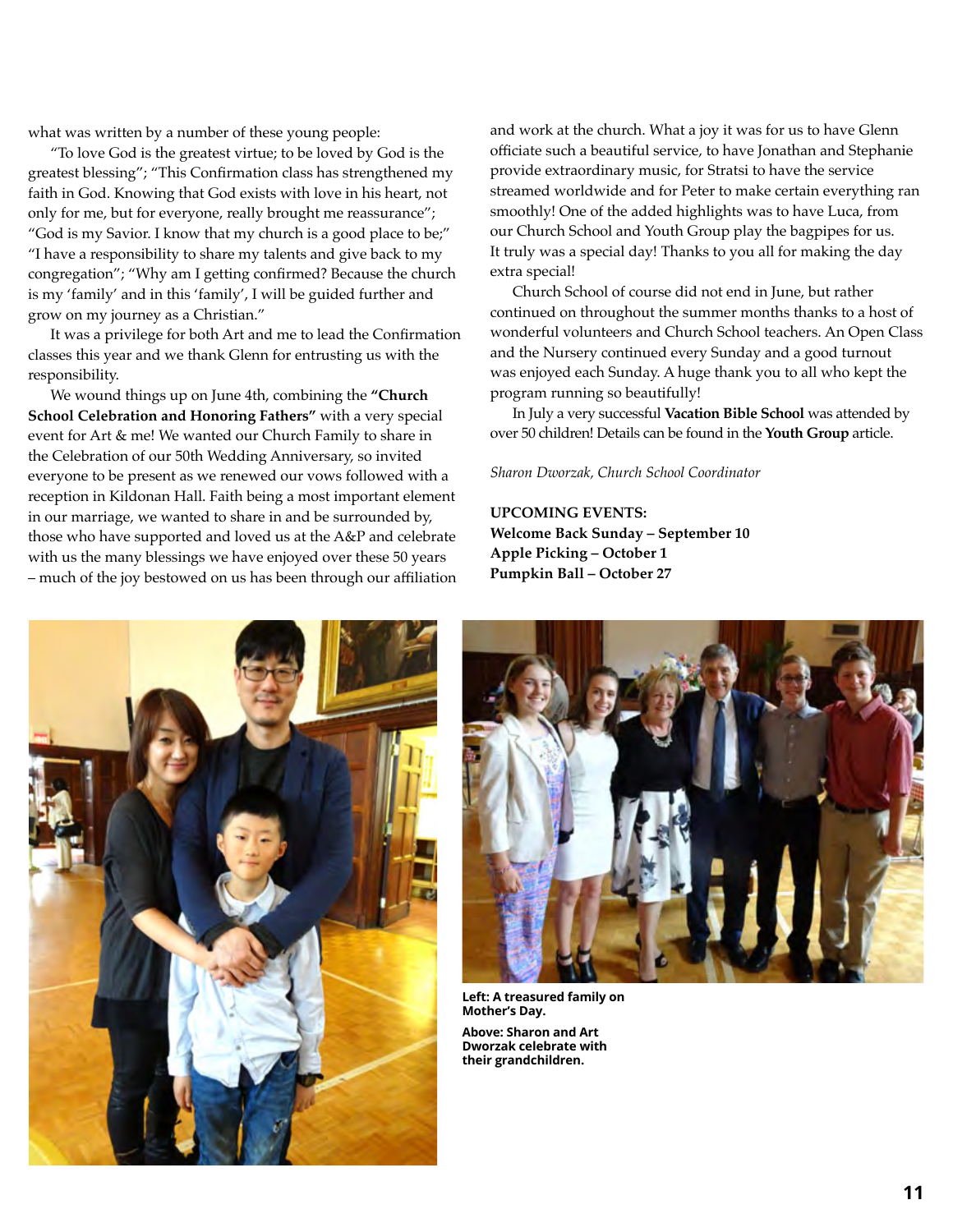what was written by a number of these young people:

"To love God is the greatest virtue; to be loved by God is the greatest blessing"; "This Confirmation class has strengthened my faith in God. Knowing that God exists with love in his heart, not only for me, but for everyone, really brought me reassurance"; "God is my Savior. I know that my church is a good place to be;" "I have a responsibility to share my talents and give back to my congregation"; "Why am I getting confirmed? Because the church is my 'family' and in this 'family', I will be guided further and grow on my journey as a Christian."

It was a privilege for both Art and me to lead the Confirmation classes this year and we thank Glenn for entrusting us with the responsibility.

We wound things up on June 4th, combining the **"Church School Celebration and Honoring Fathers"** with a very special event for Art & me! We wanted our Church Family to share in the Celebration of our 50th Wedding Anniversary, so invited everyone to be present as we renewed our vows followed with a reception in Kildonan Hall. Faith being a most important element in our marriage, we wanted to share in and be surrounded by, those who have supported and loved us at the A&P and celebrate with us the many blessings we have enjoyed over these 50 years – much of the joy bestowed on us has been through our affiliation and work at the church. What a joy it was for us to have Glenn officiate such a beautiful service, to have Jonathan and Stephanie provide extraordinary music, for Stratsi to have the service streamed worldwide and for Peter to make certain everything ran smoothly! One of the added highlights was to have Luca, from our Church School and Youth Group play the bagpipes for us. It truly was a special day! Thanks to you all for making the day extra special!

Church School of course did not end in June, but rather continued on throughout the summer months thanks to a host of wonderful volunteers and Church School teachers. An Open Class and the Nursery continued every Sunday and a good turnout was enjoyed each Sunday. A huge thank you to all who kept the program running so beautifully!

In July a very successful **Vacation Bible School** was attended by over 50 children! Details can be found in the **Youth Group** article.

*Sharon Dworzak, Church School Coordinator*

**UPCOMING EVENTS:**
**Welcome Back Sunday – September 10**
**Apple Picking – October 1**
**Pumpkin Ball – October 27**

**Left: A treasured family on Mother's Day.**

**Above: Sharon and Art Dworzak celebrate with their grandchildren.**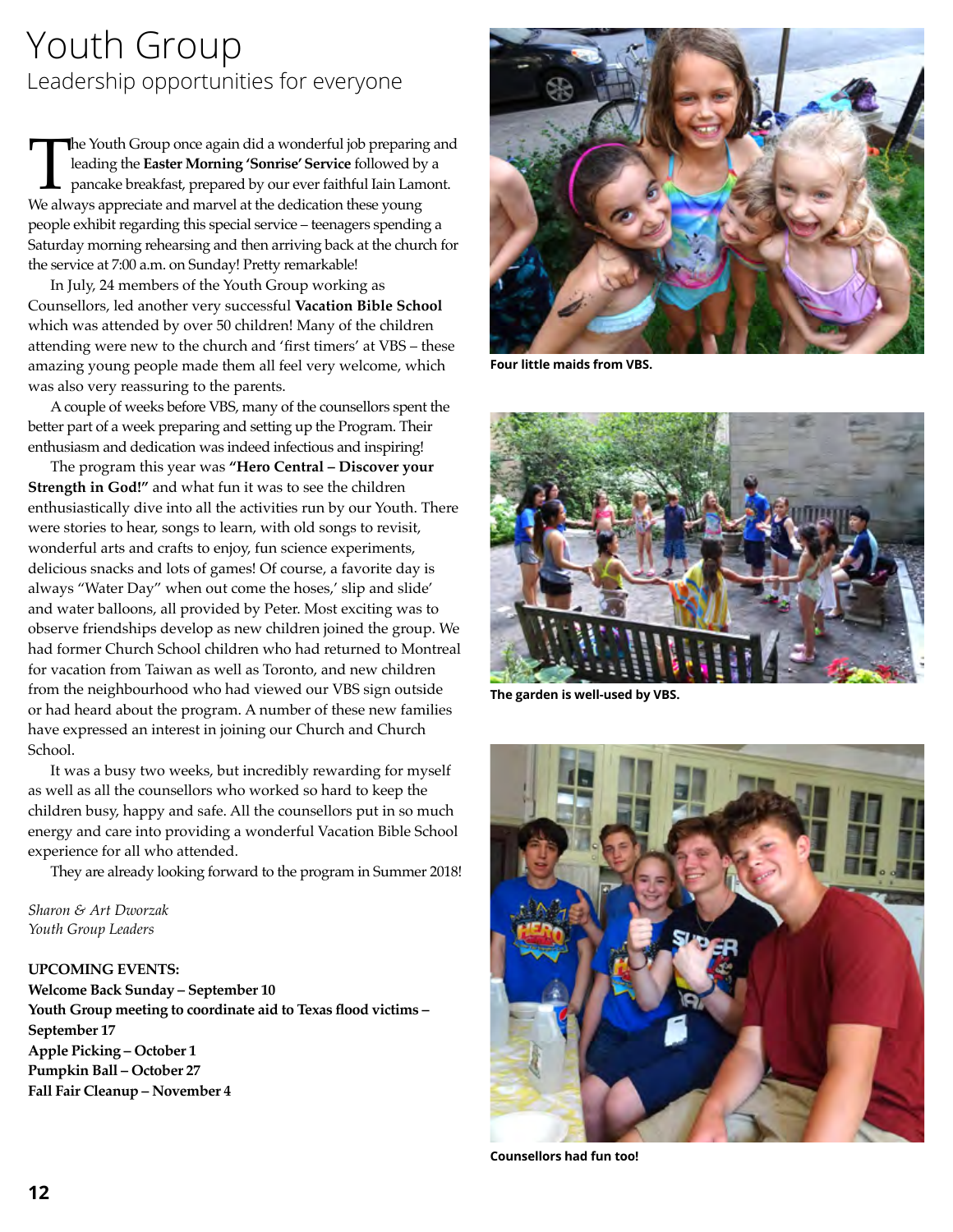# Youth Group

## Leadership opportunities for everyone

The Youth Group once again did a wonderful job preparing and leading the **Easter Morning 'Sonrise' Service** followed by a pancake breakfast, prepared by our ever faithful Iain Lamont. We always appreciate and marvel at the dedication these young people exhibit regarding this special service – teenagers spending a Saturday morning rehearsing and then arriving back at the church for the service at 7:00 a.m. on Sunday! Pretty remarkable!

In July, 24 members of the Youth Group working as Counsellors, led another very successful **Vacation Bible School** which was attended by over 50 children! Many of the children attending were new to the church and 'first timers' at VBS – these amazing young people made them all feel very welcome, which was also very reassuring to the parents.

A couple of weeks before VBS, many of the counsellors spent the better part of a week preparing and setting up the Program. Their enthusiasm and dedication was indeed infectious and inspiring!

The program this year was **"Hero Central – Discover your Strength in God!"** and what fun it was to see the children enthusiastically dive into all the activities run by our Youth. There were stories to hear, songs to learn, with old songs to revisit, wonderful arts and crafts to enjoy, fun science experiments, delicious snacks and lots of games! Of course, a favorite day is always "Water Day" when out come the hoses,' slip and slide' and water balloons, all provided by Peter. Most exciting was to observe friendships develop as new children joined the group. We had former Church School children who had returned to Montreal for vacation from Taiwan as well as Toronto, and new children from the neighbourhood who had viewed our VBS sign outside or had heard about the program. A number of these new families have expressed an interest in joining our Church and Church School.

It was a busy two weeks, but incredibly rewarding for myself as well as all the counsellors who worked so hard to keep the children busy, happy and safe. All the counsellors put in so much energy and care into providing a wonderful Vacation Bible School experience for all who attended.

They are already looking forward to the program in Summer 2018!

*Sharon & Art Dworzak*
*Youth Group Leaders*

**UPCOMING EVENTS:**
**Welcome Back Sunday – September 10**
**Youth Group meeting to coordinate aid to Texas flood victims – September 17**
**Apple Picking – October 1**
**Pumpkin Ball – October 27**
**Fall Fair Cleanup – November 4**

**Four little maids from VBS.**

**The garden is well-used by VBS.**

**Counsellors had fun too!**